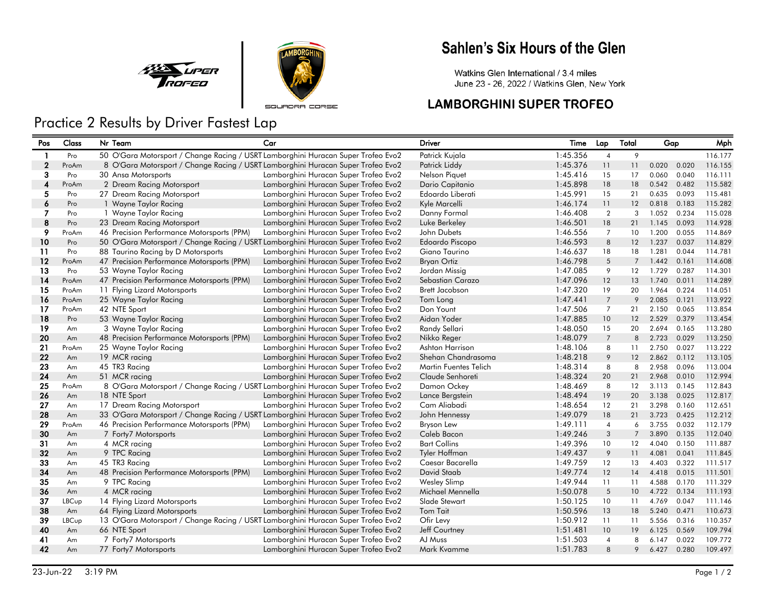# Sahlen's Six Hours of the Glen

Watkins Glen International / 3.4 miles
June 23 - 26, 2022 / Watkins Glen, New York

## LAMBORGHINI SUPER TROFEO

## Practice 2 Results by Driver Fastest Lap

| Pos | Class | Nr | Team | Car | Driver | Time | Lap | Total | Gap | | Mph |
|---|---|---|---|---|---|---|---|---|---|---|---|
| 1 | Pro | 50 | O'Gara Motorsport / Change Racing / USRT | Lamborghini Huracan Super Trofeo Evo2 | Patrick Kujala | 1:45.356 | 4 | 9 | | | 116.177 |
| 2 | ProAm | 8 | O'Gara Motorsport / Change Racing / USRT | Lamborghini Huracan Super Trofeo Evo2 | Patrick Liddy | 1:45.376 | 11 | 11 | 0.020 | 0.020 | 116.155 |
| 3 | Pro | 30 | Ansa Motorsports | Lamborghini Huracan Super Trofeo Evo2 | Nelson Piquet | 1:45.416 | 15 | 17 | 0.060 | 0.040 | 116.111 |
| 4 | ProAm | 2 | Dream Racing Motorsport | Lamborghini Huracan Super Trofeo Evo2 | Dario Capitanio | 1:45.898 | 18 | 18 | 0.542 | 0.482 | 115.582 |
| 5 | Pro | 27 | Dream Racing Motorsport | Lamborghini Huracan Super Trofeo Evo2 | Edoardo Liberati | 1:45.991 | 15 | 21 | 0.635 | 0.093 | 115.481 |
| 6 | Pro | 1 | Wayne Taylor Racing | Lamborghini Huracan Super Trofeo Evo2 | Kyle Marcelli | 1:46.174 | 11 | 12 | 0.818 | 0.183 | 115.282 |
| 7 | Pro | 1 | Wayne Taylor Racing | Lamborghini Huracan Super Trofeo Evo2 | Danny Formal | 1:46.408 | 2 | 3 | 1.052 | 0.234 | 115.028 |
| 8 | Pro | 23 | Dream Racing Motorsport | Lamborghini Huracan Super Trofeo Evo2 | Luke Berkeley | 1:46.501 | 18 | 21 | 1.145 | 0.093 | 114.928 |
| 9 | ProAm | 46 | Precision Performance Motorsports (PPM) | Lamborghini Huracan Super Trofeo Evo2 | John Dubets | 1:46.556 | 7 | 10 | 1.200 | 0.055 | 114.869 |
| 10 | Pro | 50 | O'Gara Motorsport / Change Racing / USRT | Lamborghini Huracan Super Trofeo Evo2 | Edoardo Piscopo | 1:46.593 | 8 | 12 | 1.237 | 0.037 | 114.829 |
| 11 | Pro | 88 | Taurino Racing by D Motorsports | Lamborghini Huracan Super Trofeo Evo2 | Giano Taurino | 1:46.637 | 18 | 18 | 1.281 | 0.044 | 114.781 |
| 12 | ProAm | 47 | Precision Performance Motorsports (PPM) | Lamborghini Huracan Super Trofeo Evo2 | Bryan Ortiz | 1:46.798 | 5 | 7 | 1.442 | 0.161 | 114.608 |
| 13 | Pro | 53 | Wayne Taylor Racing | Lamborghini Huracan Super Trofeo Evo2 | Jordan Missig | 1:47.085 | 9 | 12 | 1.729 | 0.287 | 114.301 |
| 14 | ProAm | 47 | Precision Performance Motorsports (PPM) | Lamborghini Huracan Super Trofeo Evo2 | Sebastian Carazo | 1:47.096 | 12 | 13 | 1.740 | 0.011 | 114.289 |
| 15 | ProAm | 11 | Flying Lizard Motorsports | Lamborghini Huracan Super Trofeo Evo2 | Brett Jacobson | 1:47.320 | 19 | 20 | 1.964 | 0.224 | 114.051 |
| 16 | ProAm | 25 | Wayne Taylor Racing | Lamborghini Huracan Super Trofeo Evo2 | Tom Long | 1:47.441 | 7 | 9 | 2.085 | 0.121 | 113.922 |
| 17 | ProAm | 42 | NTE Sport | Lamborghini Huracan Super Trofeo Evo2 | Don Yount | 1:47.506 | 7 | 21 | 2.150 | 0.065 | 113.854 |
| 18 | Pro | 53 | Wayne Taylor Racing | Lamborghini Huracan Super Trofeo Evo2 | Aidan Yoder | 1:47.885 | 10 | 12 | 2.529 | 0.379 | 113.454 |
| 19 | Am | 3 | Wayne Taylor Racing | Lamborghini Huracan Super Trofeo Evo2 | Randy Sellari | 1:48.050 | 15 | 20 | 2.694 | 0.165 | 113.280 |
| 20 | Am | 48 | Precision Performance Motorsports (PPM) | Lamborghini Huracan Super Trofeo Evo2 | Nikko Reger | 1:48.079 | 7 | 8 | 2.723 | 0.029 | 113.250 |
| 21 | ProAm | 25 | Wayne Taylor Racing | Lamborghini Huracan Super Trofeo Evo2 | Ashton Harrison | 1:48.106 | 8 | 11 | 2.750 | 0.027 | 113.222 |
| 22 | Am | 19 | MCR racing | Lamborghini Huracan Super Trofeo Evo2 | Shehan Chandrasoma | 1:48.218 | 9 | 12 | 2.862 | 0.112 | 113.105 |
| 23 | Am | 45 | TR3 Racing | Lamborghini Huracan Super Trofeo Evo2 | Martin Fuentes Telich | 1:48.314 | 8 | 8 | 2.958 | 0.096 | 113.004 |
| 24 | Am | 51 | MCR racing | Lamborghini Huracan Super Trofeo Evo2 | Claude Senhoreti | 1:48.324 | 20 | 21 | 2.968 | 0.010 | 112.994 |
| 25 | ProAm | 8 | O'Gara Motorsport / Change Racing / USRT | Lamborghini Huracan Super Trofeo Evo2 | Damon Ockey | 1:48.469 | 8 | 12 | 3.113 | 0.145 | 112.843 |
| 26 | Am | 18 | NTE Sport | Lamborghini Huracan Super Trofeo Evo2 | Lance Bergstein | 1:48.494 | 19 | 20 | 3.138 | 0.025 | 112.817 |
| 27 | Am | 17 | Dream Racing Motorsport | Lamborghini Huracan Super Trofeo Evo2 | Cam Aliabadi | 1:48.654 | 12 | 21 | 3.298 | 0.160 | 112.651 |
| 28 | Am | 33 | O'Gara Motorsport / Change Racing / USRT | Lamborghini Huracan Super Trofeo Evo2 | John Hennessy | 1:49.079 | 18 | 21 | 3.723 | 0.425 | 112.212 |
| 29 | ProAm | 46 | Precision Performance Motorsports (PPM) | Lamborghini Huracan Super Trofeo Evo2 | Bryson Lew | 1:49.111 | 4 | 6 | 3.755 | 0.032 | 112.179 |
| 30 | Am | 7 | Forty7 Motorsports | Lamborghini Huracan Super Trofeo Evo2 | Caleb Bacon | 1:49.246 | 3 | 7 | 3.890 | 0.135 | 112.040 |
| 31 | Am | 4 | MCR racing | Lamborghini Huracan Super Trofeo Evo2 | Bart Collins | 1:49.396 | 10 | 12 | 4.040 | 0.150 | 111.887 |
| 32 | Am | 9 | TPC Racing | Lamborghini Huracan Super Trofeo Evo2 | Tyler Hoffman | 1:49.437 | 9 | 11 | 4.081 | 0.041 | 111.845 |
| 33 | Am | 45 | TR3 Racing | Lamborghini Huracan Super Trofeo Evo2 | Caesar Bacarella | 1:49.759 | 12 | 13 | 4.403 | 0.322 | 111.517 |
| 34 | Am | 48 | Precision Performance Motorsports (PPM) | Lamborghini Huracan Super Trofeo Evo2 | David Staab | 1:49.774 | 12 | 14 | 4.418 | 0.015 | 111.501 |
| 35 | Am | 9 | TPC Racing | Lamborghini Huracan Super Trofeo Evo2 | Wesley Slimp | 1:49.944 | 11 | 11 | 4.588 | 0.170 | 111.329 |
| 36 | Am | 4 | MCR racing | Lamborghini Huracan Super Trofeo Evo2 | Michael Mennella | 1:50.078 | 5 | 10 | 4.722 | 0.134 | 111.193 |
| 37 | LBCup | 14 | Flying Lizard Motorsports | Lamborghini Huracan Super Trofeo Evo2 | Slade Stewart | 1:50.125 | 10 | 11 | 4.769 | 0.047 | 111.146 |
| 38 | Am | 64 | Flying Lizard Motorsports | Lamborghini Huracan Super Trofeo Evo2 | Tom Tait | 1:50.596 | 13 | 18 | 5.240 | 0.471 | 110.673 |
| 39 | LBCup | 13 | O'Gara Motorsport / Change Racing / USRT | Lamborghini Huracan Super Trofeo Evo2 | Ofir Levy | 1:50.912 | 11 | 11 | 5.556 | 0.316 | 110.357 |
| 40 | Am | 66 | NTE Sport | Lamborghini Huracan Super Trofeo Evo2 | Jeff Courtney | 1:51.481 | 10 | 19 | 6.125 | 0.569 | 109.794 |
| 41 | Am | 7 | Forty7 Motorsports | Lamborghini Huracan Super Trofeo Evo2 | AJ Muss | 1:51.503 | 4 | 8 | 6.147 | 0.022 | 109.772 |
| 42 | Am | 77 | Forty7 Motorsports | Lamborghini Huracan Super Trofeo Evo2 | Mark Kvamme | 1:51.783 | 8 | 9 | 6.427 | 0.280 | 109.497 |

23-Jun-22 3:19 PM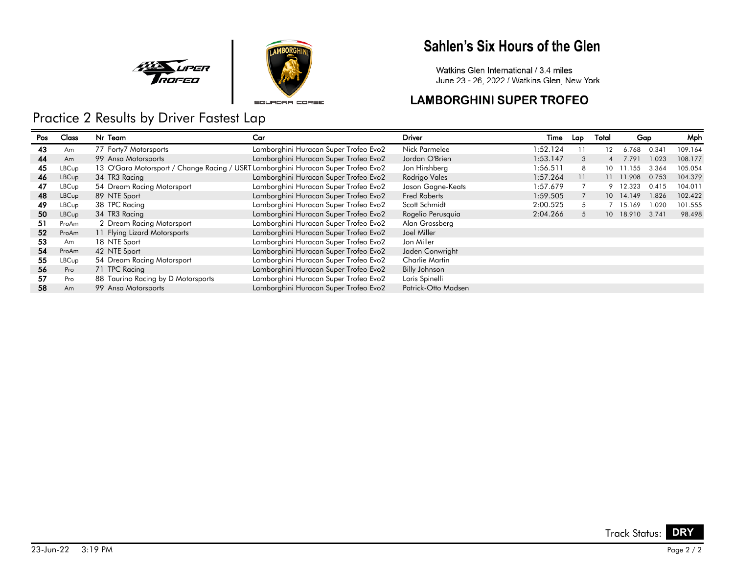# Sahlen's Six Hours of the Glen

Watkins Glen International / 3.4 miles
June 23 - 26, 2022 / Watkins Glen, New York

## LAMBORGHINI SUPER TROFEO

## Practice 2 Results by Driver Fastest Lap

| Pos | Class | Nr | Team | Car | Driver | Time | Lap | Total | Gap | | Mph |
|---|---|---|---|---|---|---|---|---|---|---|---|
| 43 | Am | 77 | Forty7 Motorsports | Lamborghini Huracan Super Trofeo Evo2 | Nick Parmelee | 1:52.124 | 11 | 12 | 6.768 | 0.341 | 109.164 |
| 44 | Am | 99 | Ansa Motorsports | Lamborghini Huracan Super Trofeo Evo2 | Jordan O'Brien | 1:53.147 | 3 | 4 | 7.791 | 1.023 | 108.177 |
| 45 | LBCup | 13 | O'Gara Motorsport / Change Racing / USRT | Lamborghini Huracan Super Trofeo Evo2 | Jon Hirshberg | 1:56.511 | 8 | 10 | 11.155 | 3.364 | 105.054 |
| 46 | LBCup | 34 | TR3 Racing | Lamborghini Huracan Super Trofeo Evo2 | Rodrigo Vales | 1:57.264 | 11 | 11 | 11.908 | 0.753 | 104.379 |
| 47 | LBCup | 54 | Dream Racing Motorsport | Lamborghini Huracan Super Trofeo Evo2 | Jason Gagne-Keats | 1:57.679 | 7 | 9 | 12.323 | 0.415 | 104.011 |
| 48 | LBCup | 89 | NTE Sport | Lamborghini Huracan Super Trofeo Evo2 | Fred Roberts | 1:59.505 | 7 | 10 | 14.149 | 1.826 | 102.422 |
| 49 | LBCup | 38 | TPC Racing | Lamborghini Huracan Super Trofeo Evo2 | Scott Schmidt | 2:00.525 | 5 | 7 | 15.169 | 1.020 | 101.555 |
| 50 | LBCup | 34 | TR3 Racing | Lamborghini Huracan Super Trofeo Evo2 | Rogelio Perusquia | 2:04.266 | 5 | 10 | 18.910 | 3.741 | 98.498 |
| 51 | ProAm | 2 | Dream Racing Motorsport | Lamborghini Huracan Super Trofeo Evo2 | Alan Grossberg | | | | | | |
| 52 | ProAm | 11 | Flying Lizard Motorsports | Lamborghini Huracan Super Trofeo Evo2 | Joel Miller | | | | | | |
| 53 | Am | 18 | NTE Sport | Lamborghini Huracan Super Trofeo Evo2 | Jon Miller | | | | | | |
| 54 | ProAm | 42 | NTE Sport | Lamborghini Huracan Super Trofeo Evo2 | Jaden Conwright | | | | | | |
| 55 | LBCup | 54 | Dream Racing Motorsport | Lamborghini Huracan Super Trofeo Evo2 | Charlie Martin | | | | | | |
| 56 | Pro | 71 | TPC Racing | Lamborghini Huracan Super Trofeo Evo2 | Billy Johnson | | | | | | |
| 57 | Pro | 88 | Taurino Racing by D Motorsports | Lamborghini Huracan Super Trofeo Evo2 | Loris Spinelli | | | | | | |
| 58 | Am | 99 | Ansa Motorsports | Lamborghini Huracan Super Trofeo Evo2 | Patrick-Otto Madsen | | | | | | |

Track Status: **DRY**

23-Jun-22 3:19 PM